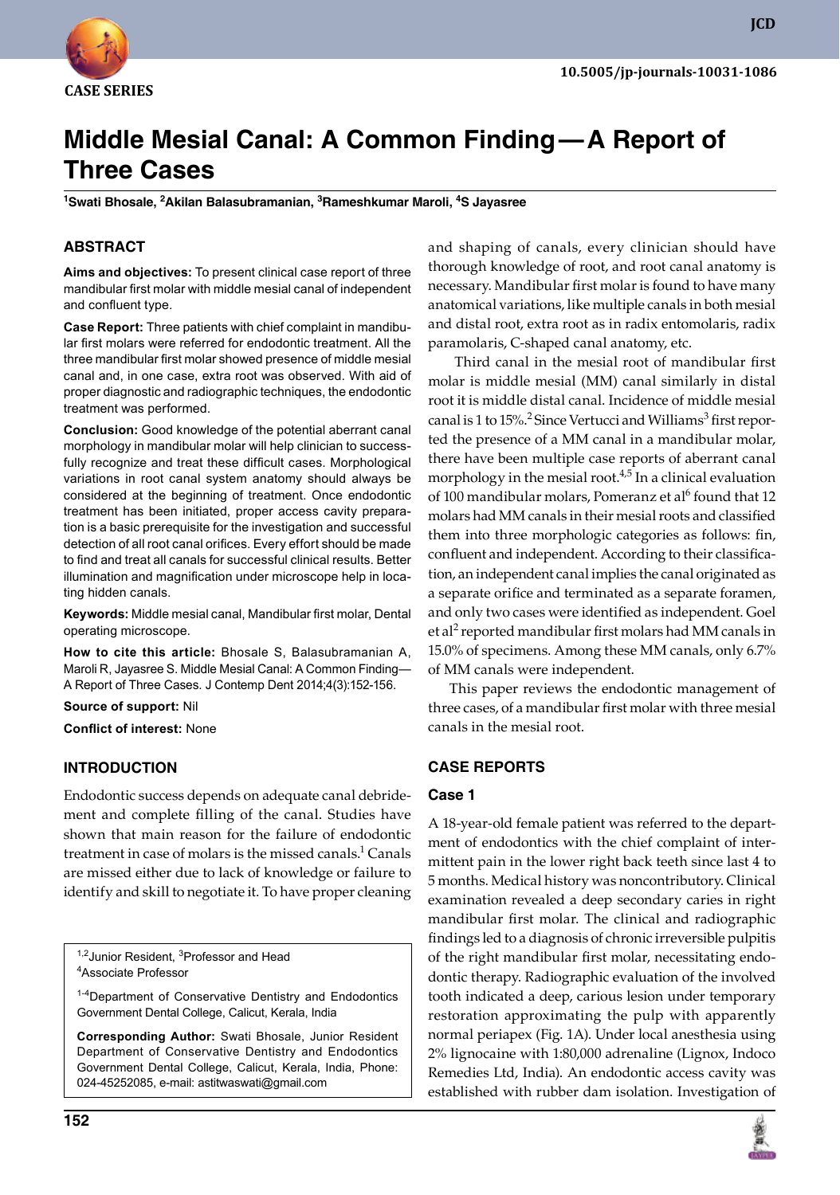CASE SERIES

10.5005/jp-journals-10031-1086

# Middle Mesial Canal: A Common Finding—A Report of Three Cases

[1]Swati Bhosale, [2]Akilan Balasubramanian, [3]Rameshkumar Maroli, [4]S Jayasree

## ABSTRACT

**Aims and objectives:** To present clinical case report of three mandibular first molar with middle mesial canal of independent and confluent type.

**Case Report:** Three patients with chief complaint in mandibular first molars were referred for endodontic treatment. All the three mandibular first molar showed presence of middle mesial canal and, in one case, extra root was observed. With aid of proper diagnostic and radiographic techniques, the endodontic treatment was performed.

**Conclusion:** Good knowledge of the potential aberrant canal morphology in mandibular molar will help clinician to successfully recognize and treat these difficult cases. Morphological variations in root canal system anatomy should always be considered at the beginning of treatment. Once endodontic treatment has been initiated, proper access cavity preparation is a basic prerequisite for the investigation and successful detection of all root canal orifices. Every effort should be made to find and treat all canals for successful clinical results. Better illumination and magnification under microscope help in locating hidden canals.

**Keywords:** Middle mesial canal, Mandibular first molar, Dental operating microscope.

**How to cite this article:** Bhosale S, Balasubramanian A, Maroli R, Jayasree S. Middle Mesial Canal: A Common Finding—A Report of Three Cases. J Contemp Dent 2014;4(3):152-156.

**Source of support:** Nil

**Conflict of interest:** None

## INTRODUCTION

Endodontic success depends on adequate canal debridement and complete filling of the canal. Studies have shown that main reason for the failure of endodontic treatment in case of molars is the missed canals.[1] Canals are missed either due to lack of knowledge or failure to identify and skill to negotiate it. To have proper cleaning and shaping of canals, every clinician should have thorough knowledge of root, and root canal anatomy is necessary. Mandibular first molar is found to have many anatomical variations, like multiple canals in both mesial and distal root, extra root as in radix entomolaris, radix paramolaris, C-shaped canal anatomy, etc.

Third canal in the mesial root of mandibular first molar is middle mesial (MM) canal similarly in distal root it is middle distal canal. Incidence of middle mesial canal is 1 to 15%.[2] Since Vertucci and Williams[3] first reported the presence of a MM canal in a mandibular molar, there have been multiple case reports of aberrant canal morphology in the mesial root.[4,5] In a clinical evaluation of 100 mandibular molars, Pomeranz et al[6] found that 12 molars had MM canals in their mesial roots and classified them into three morphologic categories as follows: fin, confluent and independent. According to their classification, an independent canal implies the canal originated as a separate orifice and terminated as a separate foramen, and only two cases were identified as independent. Goel et al[2] reported mandibular first molars had MM canals in 15.0% of specimens. Among these MM canals, only 6.7% of MM canals were independent.

This paper reviews the endodontic management of three cases, of a mandibular first molar with three mesial canals in the mesial root.

## CASE REPORTS

### Case 1

A 18-year-old female patient was referred to the department of endodontics with the chief complaint of intermittent pain in the lower right back teeth since last 4 to 5 months. Medical history was noncontributory. Clinical examination revealed a deep secondary caries in right mandibular first molar. The clinical and radiographic findings led to a diagnosis of chronic irreversible pulpitis of the right mandibular first molar, necessitating endodontic therapy. Radiographic evaluation of the involved tooth indicated a deep, carious lesion under temporary restoration approximating the pulp with apparently normal periapex (Fig. 1A). Under local anesthesia using 2% lignocaine with 1:80,000 adrenaline (Lignox, Indoco Remedies Ltd, India). An endodontic access cavity was established with rubber dam isolation. Investigation of

[1,2]Junior Resident, [3]Professor and Head
[4]Associate Professor

[1-4]Department of Conservative Dentistry and Endodontics Government Dental College, Calicut, Kerala, India

**Corresponding Author:** Swati Bhosale, Junior Resident Department of Conservative Dentistry and Endodontics Government Dental College, Calicut, Kerala, India, Phone: 024-45252085, e-mail: astitwaswati@gmail.com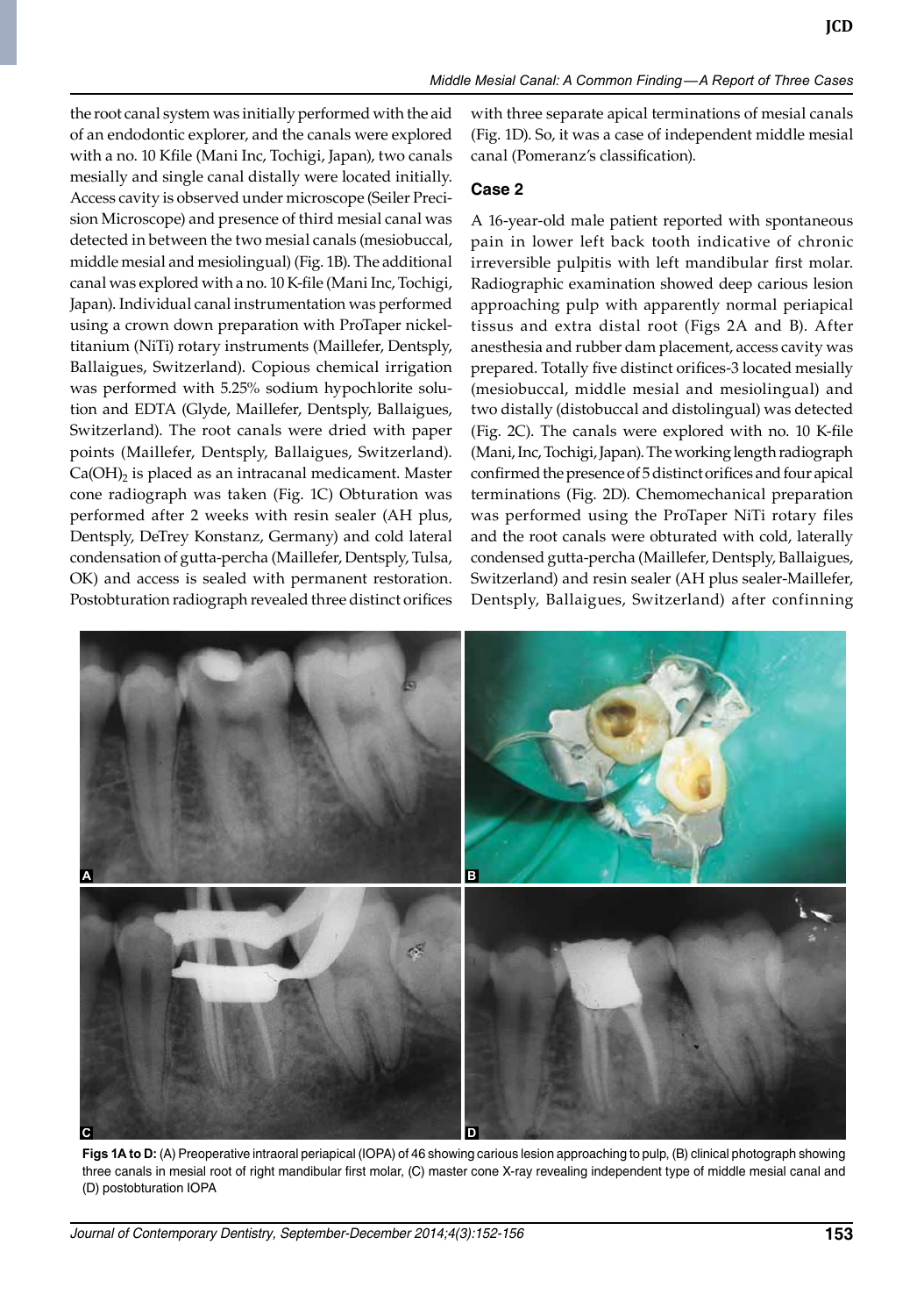the root canal system was initially performed with the aid of an endodontic explorer, and the canals were explored with a no. 10 Kfile (Mani Inc, Tochigi, Japan), two canals mesially and single canal distally were located initially. Access cavity is observed under microscope (Seiler Precision Microscope) and presence of third mesial canal was detected in between the two mesial canals (mesiobuccal, middle mesial and mesiolingual) (Fig. 1B). The additional canal was explored with a no. 10 K-file (Mani Inc, Tochigi, Japan). Individual canal instrumentation was performed using a crown down preparation with ProTaper nickel-titanium (NiTi) rotary instruments (Maillefer, Dentsply, Ballaigues, Switzerland). Copious chemical irrigation was performed with 5.25% sodium hypochlorite solution and EDTA (Glyde, Maillefer, Dentsply, Ballaigues, Switzerland). The root canals were dried with paper points (Maillefer, Dentsply, Ballaigues, Switzerland). $Ca(OH)_2$ is placed as an intracanal medicament. Master cone radiograph was taken (Fig. 1C) Obturation was performed after 2 weeks with resin sealer (AH plus, Dentsply, DeTrey Konstanz, Germany) and cold lateral condensation of gutta-percha (Maillefer, Dentsply, Tulsa, OK) and access is sealed with permanent restoration. Postobturation radiograph revealed three distinct orifices with three separate apical terminations of mesial canals (Fig. 1D). So, it was a case of independent middle mesial canal (Pomeranz's classification).

## Case 2

A 16-year-old male patient reported with spontaneous pain in lower left back tooth indicative of chronic irreversible pulpitis with left mandibular first molar. Radiographic examination showed deep carious lesion approaching pulp with apparently normal periapical tissus and extra distal root (Figs 2A and B). After anesthesia and rubber dam placement, access cavity was prepared. Totally five distinct orifices-3 located mesially (mesiobuccal, middle mesial and mesiolingual) and two distally (distobuccal and distolingual) was detected (Fig. 2C). The canals were explored with no. 10 K-file (Mani, Inc, Tochigi, Japan). The working length radiograph confirmed the presence of 5 distinct orifices and four apical terminations (Fig. 2D). Chemomechanical preparation was performed using the ProTaper NiTi rotary files and the root canals were obturated with cold, laterally condensed gutta-percha (Maillefer, Dentsply, Ballaigues, Switzerland) and resin sealer (AH plus sealer-Maillefer, Dentsply, Ballaigues, Switzerland) after confinning

**Figs 1A to D:** (A) Preoperative intraoral periapical (IOPA) of 46 showing carious lesion approaching to pulp, (B) clinical photograph showing three canals in mesial root of right mandibular first molar, (C) master cone X-ray revealing independent type of middle mesial canal and (D) postobturation IOPA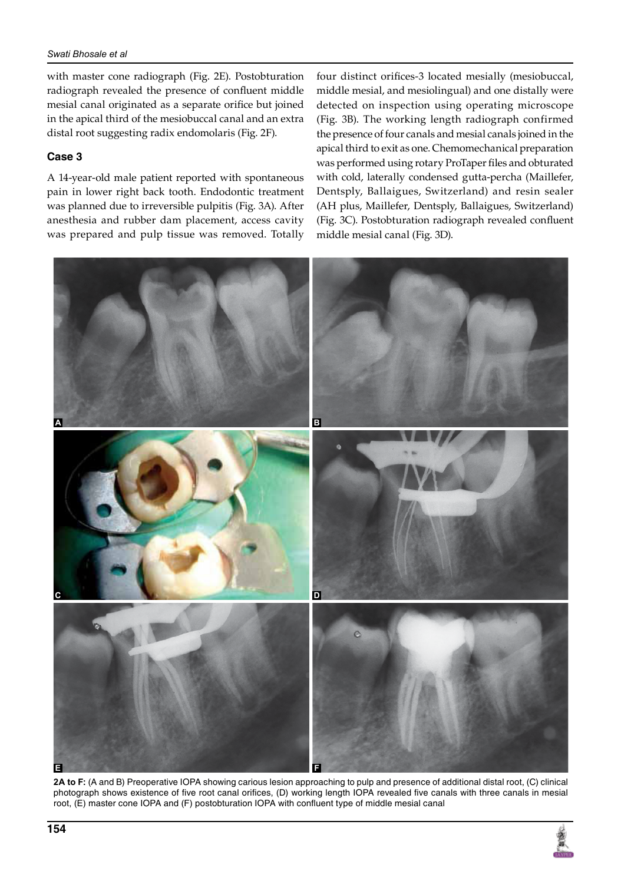with master cone radiograph (Fig. 2E). Postobturation radiograph revealed the presence of confluent middle mesial canal originated as a separate orifice but joined in the apical third of the mesiobuccal canal and an extra distal root suggesting radix endomolaris (Fig. 2F).

### Case 3

A 14-year-old male patient reported with spontaneous pain in lower right back tooth. Endodontic treatment was planned due to irreversible pulpitis (Fig. 3A). After anesthesia and rubber dam placement, access cavity was prepared and pulp tissue was removed. Totally four distinct orifices-3 located mesially (mesiobuccal, middle mesial, and mesiolingual) and one distally were detected on inspection using operating microscope (Fig. 3B). The working length radiograph confirmed the presence of four canals and mesial canals joined in the apical third to exit as one. Chemomechanical preparation was performed using rotary ProTaper files and obturated with cold, laterally condensed gutta-percha (Maillefer, Dentsply, Ballaigues, Switzerland) and resin sealer (AH plus, Maillefer, Dentsply, Ballaigues, Switzerland) (Fig. 3C). Postobturation radiograph revealed confluent middle mesial canal (Fig. 3D).

**2A to F:** (A and B) Preoperative IOPA showing carious lesion approaching to pulp and presence of additional distal root, (C) clinical photograph shows existence of five root canal orifices, (D) working length IOPA revealed five canals with three canals in mesial root, (E) master cone IOPA and (F) postobturation IOPA with confluent type of middle mesial canal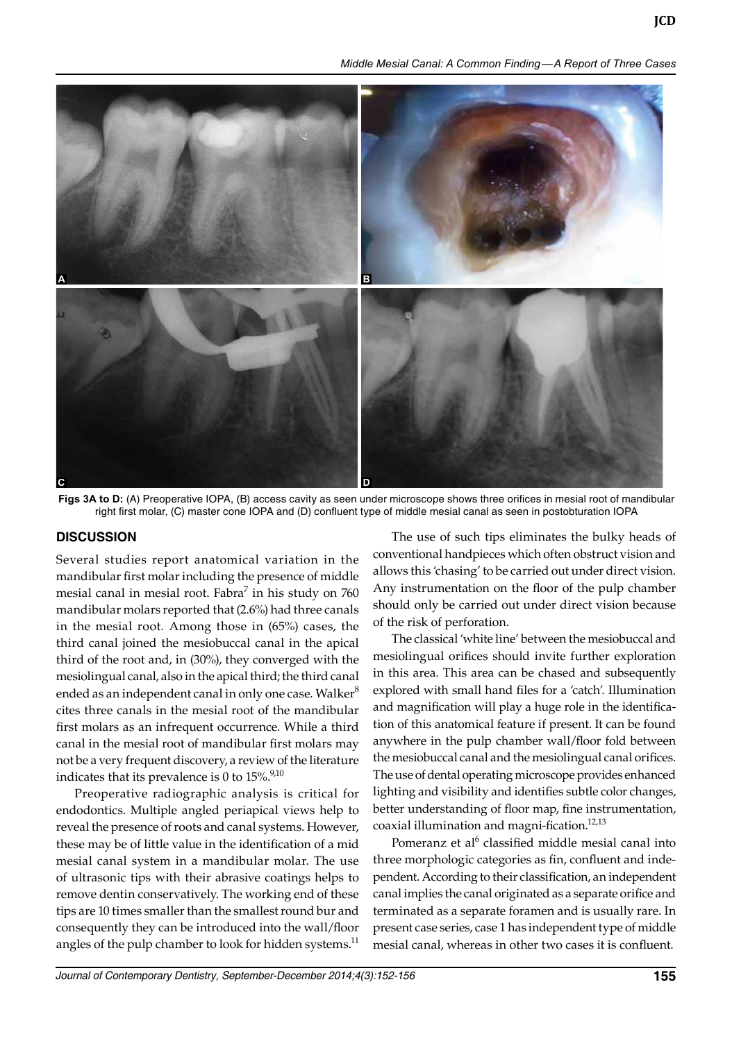Figs 3A to D: (A) Preoperative IOPA, (B) access cavity as seen under microscope shows three orifices in mesial root of mandibular right first molar, (C) master cone IOPA and (D) confluent type of middle mesial canal as seen in postobturation IOPA

## DISCUSSION

Several studies report anatomical variation in the mandibular first molar including the presence of middle mesial canal in mesial root. Fabra[7] in his study on 760 mandibular molars reported that (2.6%) had three canals in the mesial root. Among those in (65%) cases, the third canal joined the mesiobuccal canal in the apical third of the root and, in (30%), they converged with the mesiolingual canal, also in the apical third; the third canal ended as an independent canal in only one case. Walker[8] cites three canals in the mesial root of the mandibular first molars as an infrequent occurrence. While a third canal in the mesial root of mandibular first molars may not be a very frequent discovery, a review of the literature indicates that its prevalence is 0 to 15%.[9,10]

Preoperative radiographic analysis is critical for endodontics. Multiple angled periapical views help to reveal the presence of roots and canal systems. However, these may be of little value in the identification of a mid mesial canal system in a mandibular molar. The use of ultrasonic tips with their abrasive coatings helps to remove dentin conservatively. The working end of these tips are 10 times smaller than the smallest round bur and consequently they can be introduced into the wall/floor angles of the pulp chamber to look for hidden systems.[11]

The use of such tips eliminates the bulky heads of conventional handpieces which often obstruct vision and allows this 'chasing' to be carried out under direct vision. Any instrumentation on the floor of the pulp chamber should only be carried out under direct vision because of the risk of perforation.

The classical 'white line' between the mesiobuccal and mesiolingual orifices should invite further exploration in this area. This area can be chased and subsequently explored with small hand files for a 'catch'. Illumination and magnification will play a huge role in the identification of this anatomical feature if present. It can be found anywhere in the pulp chamber wall/floor fold between the mesiobuccal canal and the mesiolingual canal orifices. The use of dental operating microscope provides enhanced lighting and visibility and identifies subtle color changes, better understanding of floor map, fine instrumentation, coaxial illumination and magni-fication.[12,13]

Pomeranz et al[6] classified middle mesial canal into three morphologic categories as fin, confluent and independent. According to their classification, an independent canal implies the canal originated as a separate orifice and terminated as a separate foramen and is usually rare. In present case series, case 1 has independent type of middle mesial canal, whereas in other two cases it is confluent.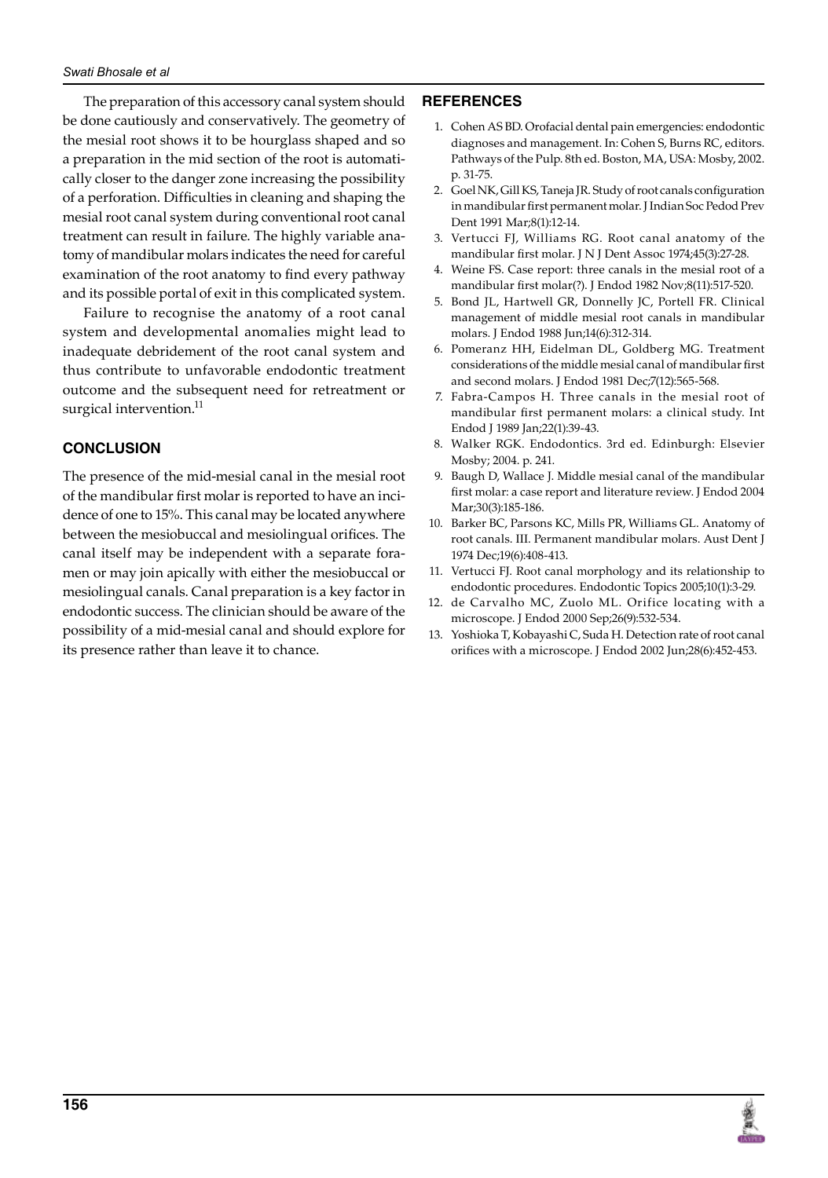The preparation of this accessory canal system should be done cautiously and conservatively. The geometry of the mesial root shows it to be hourglass shaped and so a preparation in the mid section of the root is automatically closer to the danger zone increasing the possibility of a perforation. Difficulties in cleaning and shaping the mesial root canal system during conventional root canal treatment can result in failure. The highly variable anatomy of mandibular molars indicates the need for careful examination of the root anatomy to find every pathway and its possible portal of exit in this complicated system.

Failure to recognise the anatomy of a root canal system and developmental anomalies might lead to inadequate debridement of the root canal system and thus contribute to unfavorable endodontic treatment outcome and the subsequent need for retreatment or surgical intervention.[11]

## CONCLUSION

The presence of the mid-mesial canal in the mesial root of the mandibular first molar is reported to have an incidence of one to 15%. This canal may be located anywhere between the mesiobuccal and mesiolingual orifices. The canal itself may be independent with a separate foramen or may join apically with either the mesiobuccal or mesiolingual canals. Canal preparation is a key factor in endodontic success. The clinician should be aware of the possibility of a mid-mesial canal and should explore for its presence rather than leave it to chance.

## REFERENCES

1. Cohen AS BD. Orofacial dental pain emergencies: endodontic diagnoses and management. In: Cohen S, Burns RC, editors. Pathways of the Pulp. 8th ed. Boston, MA, USA: Mosby, 2002. p. 31-75.
2. Goel NK, Gill KS, Taneja JR. Study of root canals configuration in mandibular first permanent molar. J Indian Soc Pedod Prev Dent 1991 Mar;8(1):12-14.
3. Vertucci FJ, Williams RG. Root canal anatomy of the mandibular first molar. J N J Dent Assoc 1974;45(3):27-28.
4. Weine FS. Case report: three canals in the mesial root of a mandibular first molar(?). J Endod 1982 Nov;8(11):517-520.
5. Bond JL, Hartwell GR, Donnelly JC, Portell FR. Clinical management of middle mesial root canals in mandibular molars. J Endod 1988 Jun;14(6):312-314.
6. Pomeranz HH, Eidelman DL, Goldberg MG. Treatment considerations of the middle mesial canal of mandibular first and second molars. J Endod 1981 Dec;7(12):565-568.
7. Fabra-Campos H. Three canals in the mesial root of mandibular first permanent molars: a clinical study. Int Endod J 1989 Jan;22(1):39-43.
8. Walker RGK. Endodontics. 3rd ed. Edinburgh: Elsevier Mosby; 2004. p. 241.
9. Baugh D, Wallace J. Middle mesial canal of the mandibular first molar: a case report and literature review. J Endod 2004 Mar;30(3):185-186.
10. Barker BC, Parsons KC, Mills PR, Williams GL. Anatomy of root canals. III. Permanent mandibular molars. Aust Dent J 1974 Dec;19(6):408-413.
11. Vertucci FJ. Root canal morphology and its relationship to endodontic procedures. Endodontic Topics 2005;10(1):3-29.
12. de Carvalho MC, Zuolo ML. Orifice locating with a microscope. J Endod 2000 Sep;26(9):532-534.
13. Yoshioka T, Kobayashi C, Suda H. Detection rate of root canal orifices with a microscope. J Endod 2002 Jun;28(6):452-453.